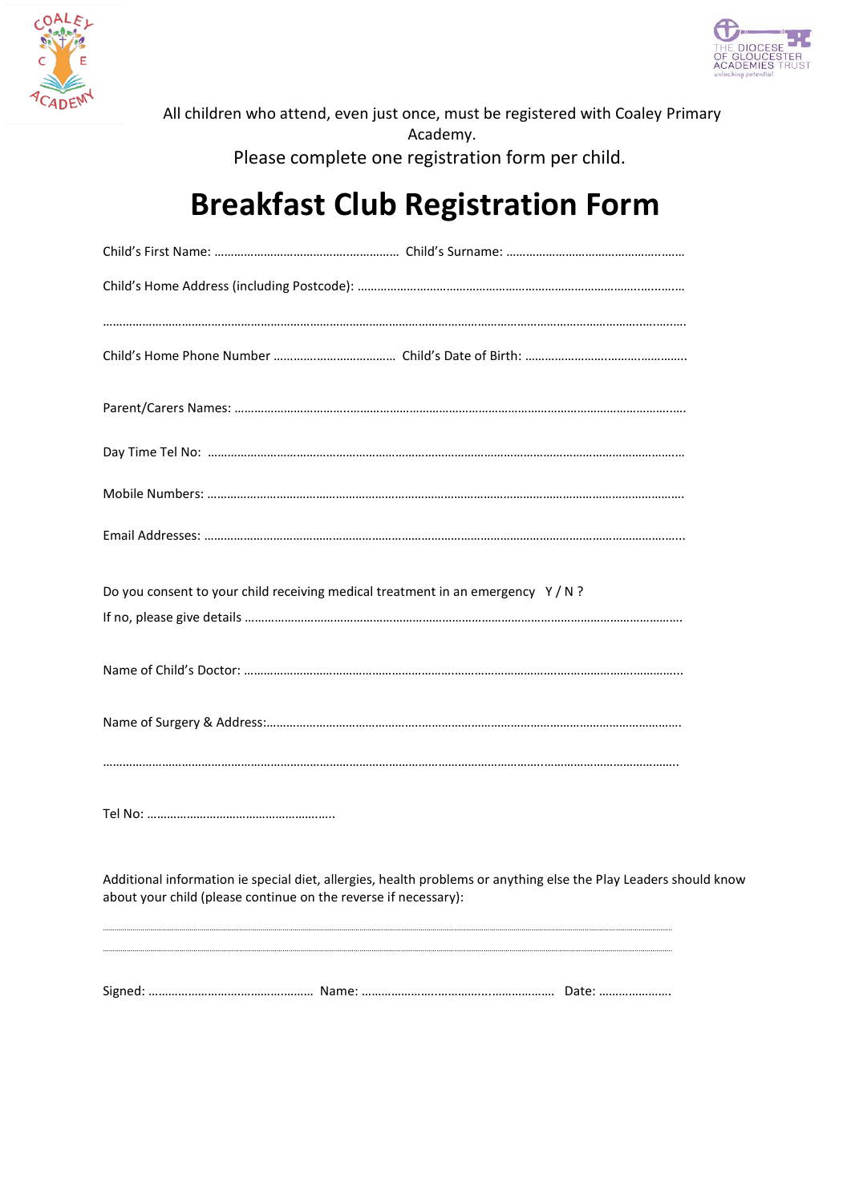All children who attend, even just once, must be registered with Coaley Primary Academy.

Please complete one registration form per child.

# Breakfast Club Registration Form

Child's First Name: ……………………………………………… Child's Surname: ………………………………………………

Child's Home Address (including Postcode): ………………………………………………………………………………

………………………………………………………………………………………………………………………………………

Child's Home Phone Number ……………………………… Child's Date of Birth: …………………………………………

Parent/Carers Names: ………………………………………………………………………………………………………………

Day Time Tel No: ……………………………………………………………………………………………………………………

Mobile Numbers: ……………………………………………………………………………………………………………………

Email Addresses: ……………………………………………………………………………………………………………………

Do you consent to your child receiving medical treatment in an emergency Y / N ?

If no, please give details ……………………………………………………………………………………………………………

Name of Child's Doctor: ……………………………………………………………………………………………………………

Name of Surgery & Address:…………………………………………………………………………………………………………

………………………………………………………………………………………………………………………………………

Tel No: ………………………………………………..

Additional information ie special diet, allergies, health problems or anything else the Play Leaders should know about your child (please continue on the reverse if necessary):

………………………………………………………………………………………………………………………………………

………………………………………………………………………………………………………………………………………

Signed: ………………………………………… Name: …………………………………………………… Date: …………………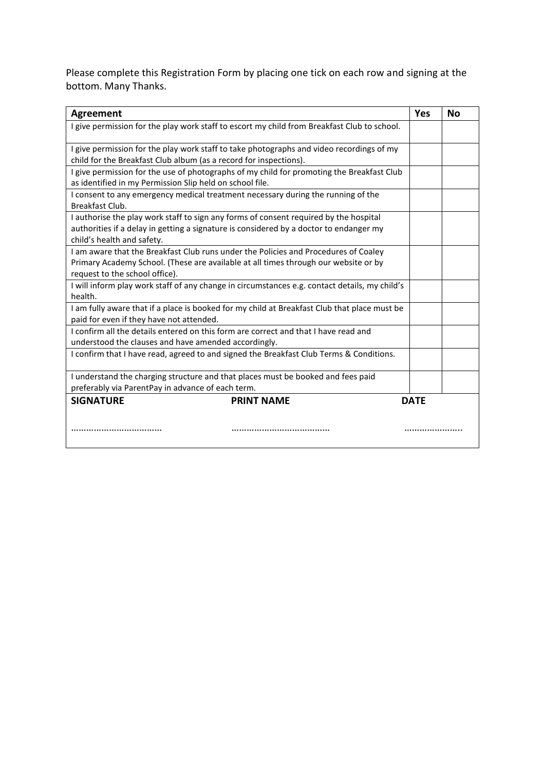Please complete this Registration Form by placing one tick on each row and signing at the bottom. Many Thanks.

| Agreement | Yes | No |
| --- | --- | --- |
| I give permission for the play work staff to escort my child from Breakfast Club to school. | | |
| I give permission for the play work staff to take photographs and video recordings of my child for the Breakfast Club album (as a record for inspections). | | |
| I give permission for the use of photographs of my child for promoting the Breakfast Club as identified in my Permission Slip held on school file. | | |
| I consent to any emergency medical treatment necessary during the running of the Breakfast Club. | | |
| I authorise the play work staff to sign any forms of consent required by the hospital authorities if a delay in getting a signature is considered by a doctor to endanger my child's health and safety. | | |
| I am aware that the Breakfast Club runs under the Policies and Procedures of Coaley Primary Academy School. (These are available at all times through our website or by request to the school office). | | |
| I will inform play work staff of any change in circumstances e.g. contact details, my child's health. | | |
| I am fully aware that if a place is booked for my child at Breakfast Club that place must be paid for even if they have not attended. | | |
| I confirm all the details entered on this form are correct and that I have read and understood the clauses and have amended accordingly. | | |
| I confirm that I have read, agreed to and signed the Breakfast Club Terms & Conditions. | | |
| I understand the charging structure and that places must be booked and fees paid preferably via ParentPay in advance of each term. | | |

| SIGNATURE | PRINT NAME | DATE |
| --- | --- | --- |
| ……………………………… | ………………………………… | ………………….. |